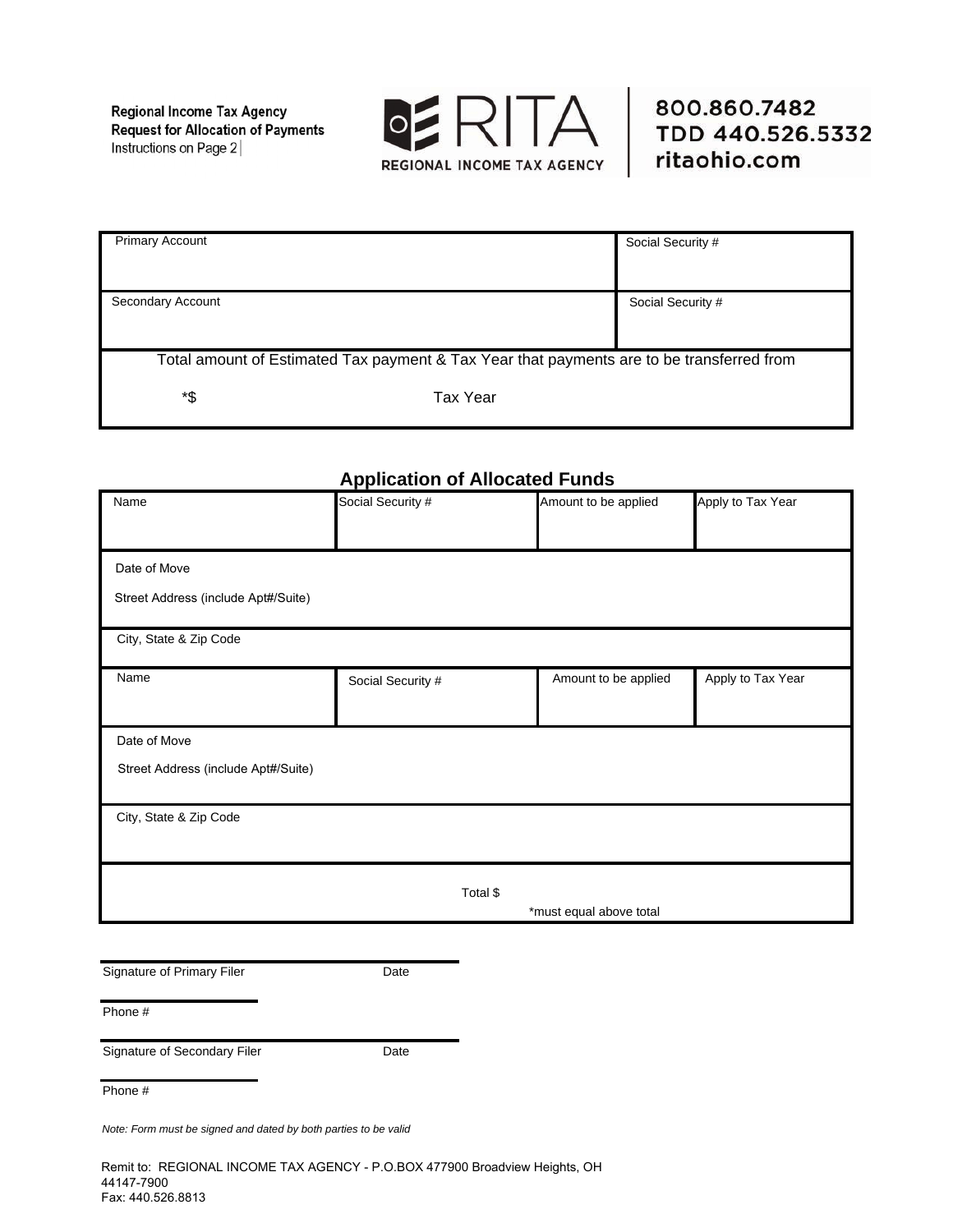**Regional Income Tax Agency**
**Request for Allocation of Payments**
Instructions on Page 2

RITA
REGIONAL INCOME TAX AGENCY

800.860.7482
TDD 440.526.5332
ritaohio.com

| Primary Account | Social Security # |
|---|---|
| Secondary Account | Social Security # |

Total amount of Estimated Tax payment & Tax Year that payments are to be transferred from

*$ Tax Year

## Application of Allocated Funds

| Name | Social Security # | Amount to be applied | Apply to Tax Year |
|---|---|---|---|
| Date of Move<br>Street Address (include Apt#/Suite) | | | |
| City, State & Zip Code | | | |
| Name | Social Security # | Amount to be applied | Apply to Tax Year |
| Date of Move<br>Street Address (include Apt#/Suite) | | | |
| City, State & Zip Code | | | |
| Total $ *must equal above total | | | |

Signature of Primary Filer Date

Phone #

Signature of Secondary Filer Date

Phone #

*Note: Form must be signed and dated by both parties to be valid*

Remit to: REGIONAL INCOME TAX AGENCY - P.O.BOX 477900 Broadview Heights, OH 44147-7900
Fax: 440.526.8813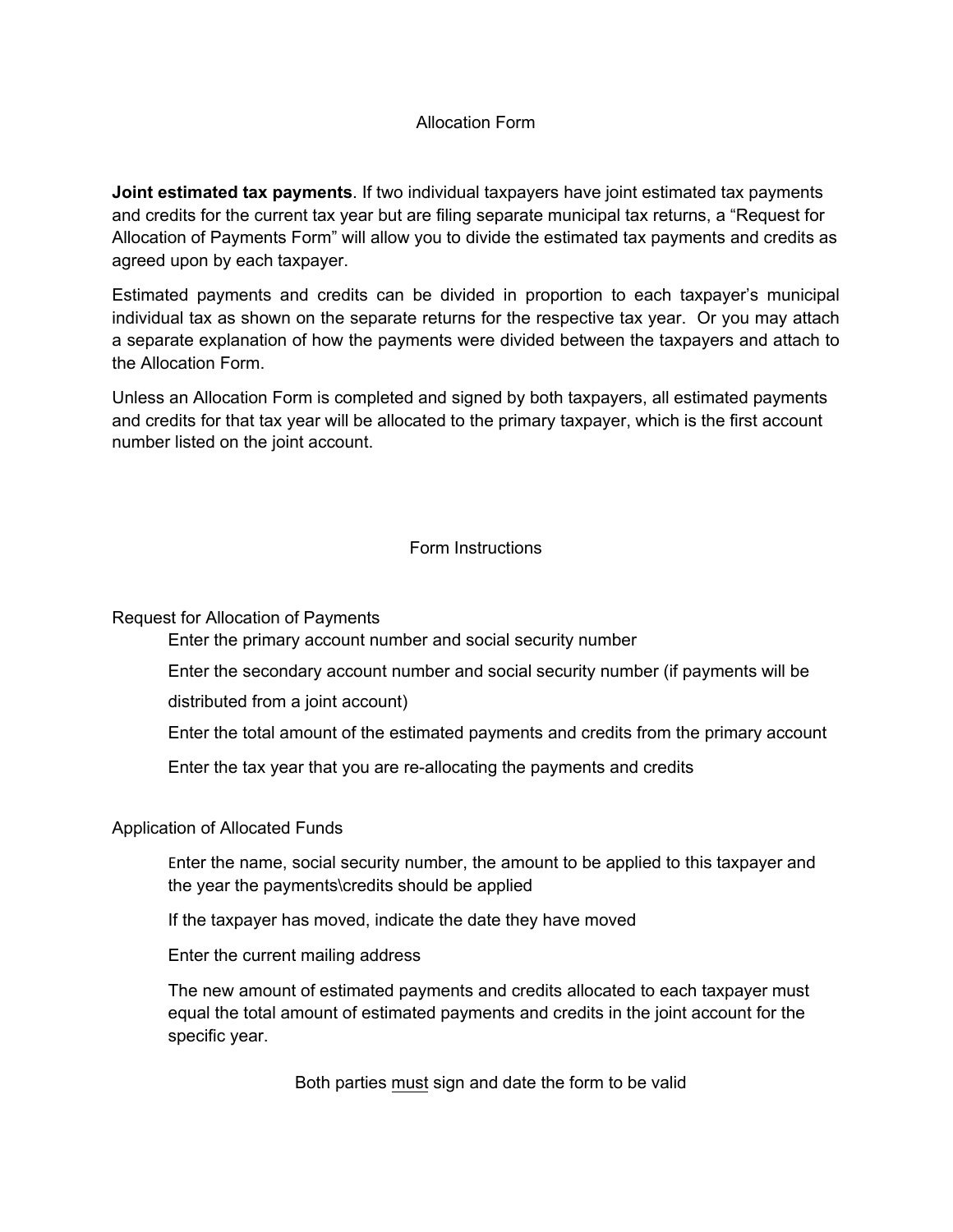# Allocation Form

**Joint estimated tax payments**. If two individual taxpayers have joint estimated tax payments and credits for the current tax year but are filing separate municipal tax returns, a "Request for Allocation of Payments Form" will allow you to divide the estimated tax payments and credits as agreed upon by each taxpayer.

Estimated payments and credits can be divided in proportion to each taxpayer's municipal individual tax as shown on the separate returns for the respective tax year. Or you may attach a separate explanation of how the payments were divided between the taxpayers and attach to the Allocation Form.

Unless an Allocation Form is completed and signed by both taxpayers, all estimated payments and credits for that tax year will be allocated to the primary taxpayer, which is the first account number listed on the joint account.

## Form Instructions

Request for Allocation of Payments

- Enter the primary account number and social security number
- Enter the secondary account number and social security number (if payments will be distributed from a joint account)
- Enter the total amount of the estimated payments and credits from the primary account
- Enter the tax year that you are re-allocating the payments and credits

Application of Allocated Funds

- Enter the name, social security number, the amount to be applied to this taxpayer and the year the payments\credits should be applied
- If the taxpayer has moved, indicate the date they have moved
- Enter the current mailing address
- The new amount of estimated payments and credits allocated to each taxpayer must equal the total amount of estimated payments and credits in the joint account for the specific year.

Both parties <u>must</u> sign and date the form to be valid